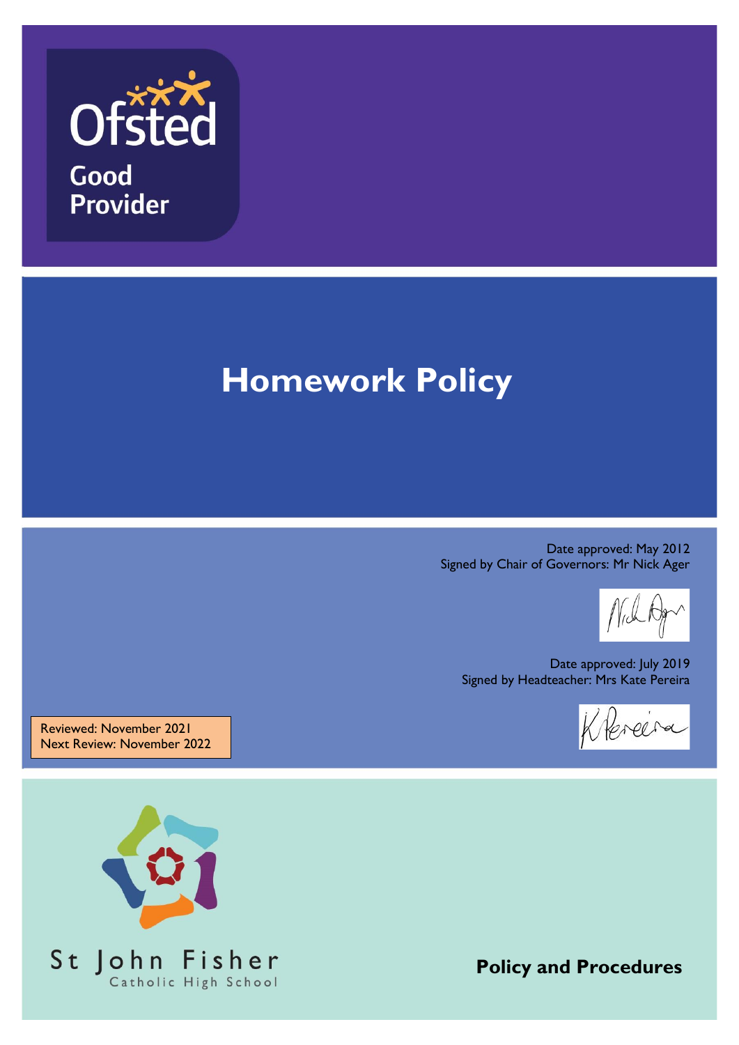Ofsted

Good Provider

# Homework Policy

Date approved: May 2012
Signed by Chair of Governors: Mr Nick Ager

Date approved: July 2019
Signed by Headteacher: Mrs Kate Pereira

Reviewed: November 2021
Next Review: November 2022

St John Fisher
Catholic High School

**Policy and Procedures**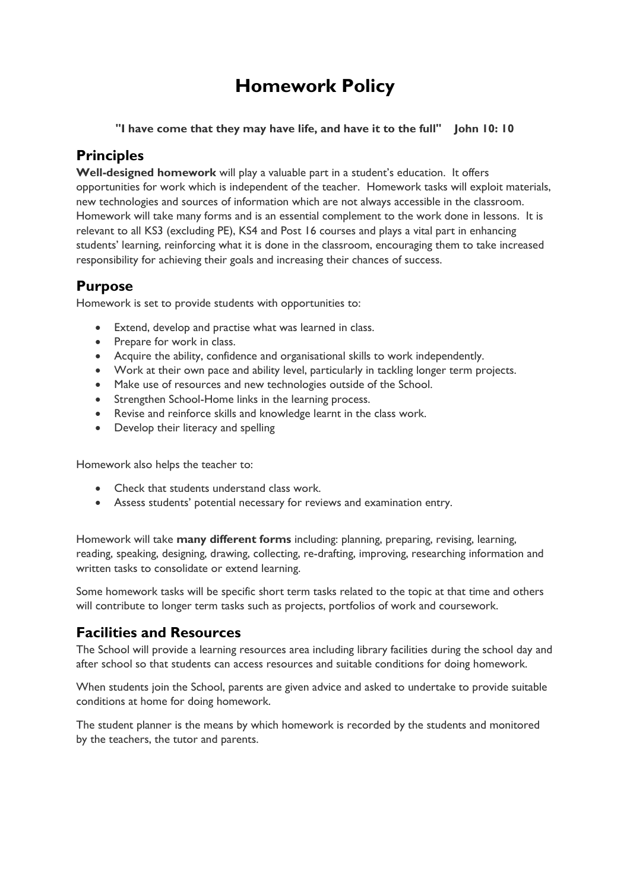# Homework Policy

**"I have come that they may have life, and have it to the full"    John 10: 10**

## Principles

**Well-designed homework** will play a valuable part in a student's education. It offers opportunities for work which is independent of the teacher. Homework tasks will exploit materials, new technologies and sources of information which are not always accessible in the classroom. Homework will take many forms and is an essential complement to the work done in lessons. It is relevant to all KS3 (excluding PE), KS4 and Post 16 courses and plays a vital part in enhancing students' learning, reinforcing what it is done in the classroom, encouraging them to take increased responsibility for achieving their goals and increasing their chances of success.

## Purpose

Homework is set to provide students with opportunities to:

- Extend, develop and practise what was learned in class.
- Prepare for work in class.
- Acquire the ability, confidence and organisational skills to work independently.
- Work at their own pace and ability level, particularly in tackling longer term projects.
- Make use of resources and new technologies outside of the School.
- Strengthen School-Home links in the learning process.
- Revise and reinforce skills and knowledge learnt in the class work.
- Develop their literacy and spelling

Homework also helps the teacher to:

- Check that students understand class work.
- Assess students' potential necessary for reviews and examination entry.

Homework will take **many different forms** including: planning, preparing, revising, learning, reading, speaking, designing, drawing, collecting, re-drafting, improving, researching information and written tasks to consolidate or extend learning.

Some homework tasks will be specific short term tasks related to the topic at that time and others will contribute to longer term tasks such as projects, portfolios of work and coursework.

## Facilities and Resources

The School will provide a learning resources area including library facilities during the school day and after school so that students can access resources and suitable conditions for doing homework.

When students join the School, parents are given advice and asked to undertake to provide suitable conditions at home for doing homework.

The student planner is the means by which homework is recorded by the students and monitored by the teachers, the tutor and parents.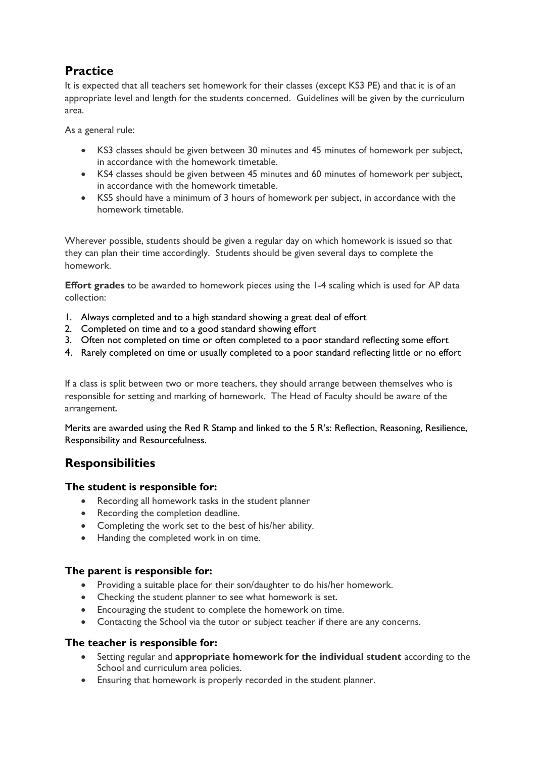## Practice

It is expected that all teachers set homework for their classes (except KS3 PE) and that it is of an appropriate level and length for the students concerned. Guidelines will be given by the curriculum area.

As a general rule:

- KS3 classes should be given between 30 minutes and 45 minutes of homework per subject, in accordance with the homework timetable.
- KS4 classes should be given between 45 minutes and 60 minutes of homework per subject, in accordance with the homework timetable.
- KS5 should have a minimum of 3 hours of homework per subject, in accordance with the homework timetable.

Wherever possible, students should be given a regular day on which homework is issued so that they can plan their time accordingly. Students should be given several days to complete the homework.

**Effort grades** to be awarded to homework pieces using the 1-4 scaling which is used for AP data collection:

1. Always completed and to a high standard showing a great deal of effort
2. Completed on time and to a good standard showing effort
3. Often not completed on time or often completed to a poor standard reflecting some effort
4. Rarely completed on time or usually completed to a poor standard reflecting little or no effort

If a class is split between two or more teachers, they should arrange between themselves who is responsible for setting and marking of homework. The Head of Faculty should be aware of the arrangement.

Merits are awarded using the Red R Stamp and linked to the 5 R's: Reflection, Reasoning, Resilience, Responsibility and Resourcefulness.

## Responsibilities

### The student is responsible for:

- Recording all homework tasks in the student planner
- Recording the completion deadline.
- Completing the work set to the best of his/her ability.
- Handing the completed work in on time.

### The parent is responsible for:

- Providing a suitable place for their son/daughter to do his/her homework.
- Checking the student planner to see what homework is set.
- Encouraging the student to complete the homework on time.
- Contacting the School via the tutor or subject teacher if there are any concerns.

### The teacher is responsible for:

- Setting regular and **appropriate homework for the individual student** according to the School and curriculum area policies.
- Ensuring that homework is properly recorded in the student planner.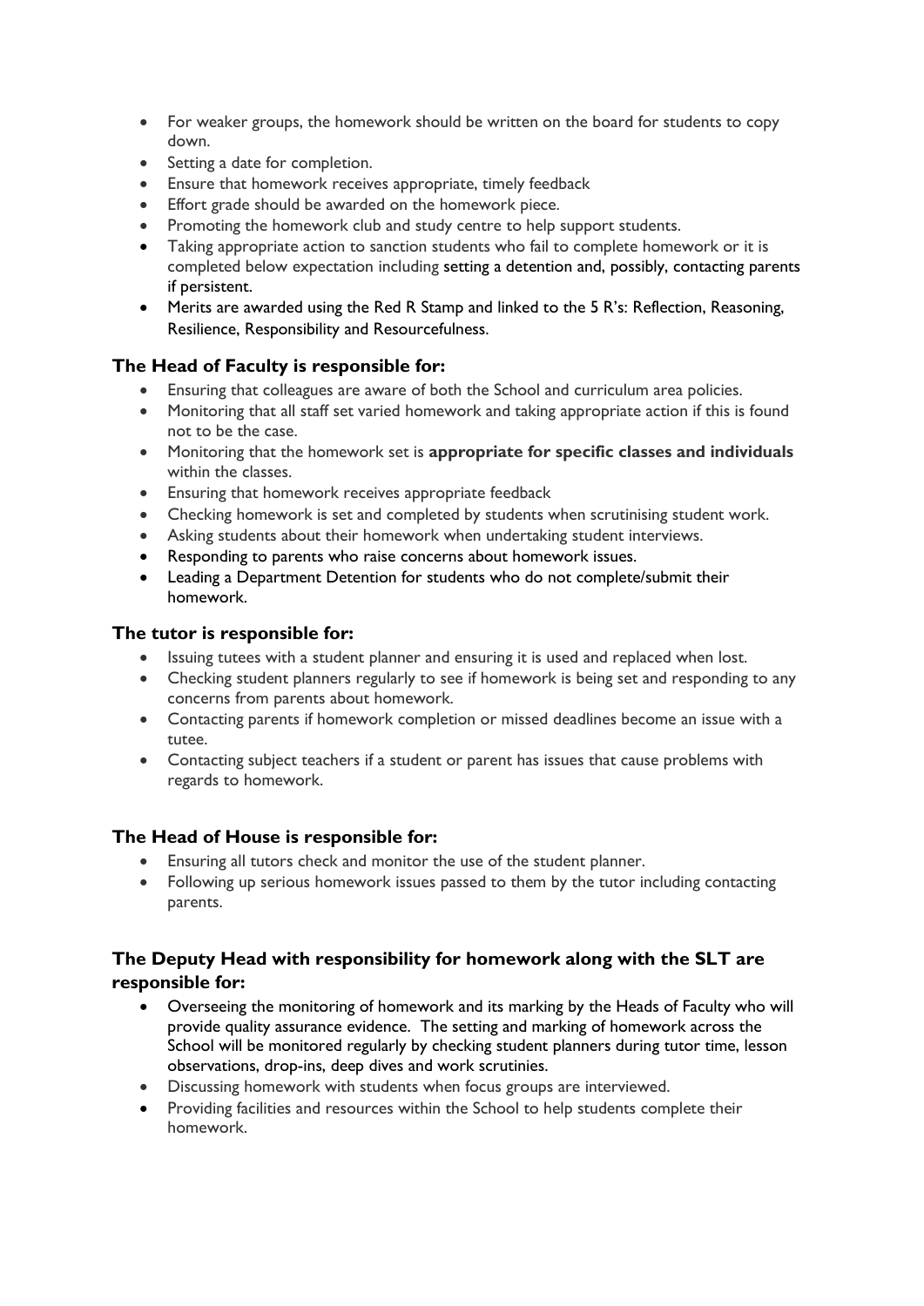- For weaker groups, the homework should be written on the board for students to copy down.
- Setting a date for completion.
- Ensure that homework receives appropriate, timely feedback
- Effort grade should be awarded on the homework piece.
- Promoting the homework club and study centre to help support students.
- Taking appropriate action to sanction students who fail to complete homework or it is completed below expectation including setting a detention and, possibly, contacting parents if persistent.
- Merits are awarded using the Red R Stamp and linked to the 5 R's: Reflection, Reasoning, Resilience, Responsibility and Resourcefulness.

### The Head of Faculty is responsible for:

- Ensuring that colleagues are aware of both the School and curriculum area policies.
- Monitoring that all staff set varied homework and taking appropriate action if this is found not to be the case.
- Monitoring that the homework set is **appropriate for specific classes and individuals** within the classes.
- Ensuring that homework receives appropriate feedback
- Checking homework is set and completed by students when scrutinising student work.
- Asking students about their homework when undertaking student interviews.
- Responding to parents who raise concerns about homework issues.
- Leading a Department Detention for students who do not complete/submit their homework.

### The tutor is responsible for:

- Issuing tutees with a student planner and ensuring it is used and replaced when lost.
- Checking student planners regularly to see if homework is being set and responding to any concerns from parents about homework.
- Contacting parents if homework completion or missed deadlines become an issue with a tutee.
- Contacting subject teachers if a student or parent has issues that cause problems with regards to homework.

### The Head of House is responsible for:

- Ensuring all tutors check and monitor the use of the student planner.
- Following up serious homework issues passed to them by the tutor including contacting parents.

### The Deputy Head with responsibility for homework along with the SLT are responsible for:

- Overseeing the monitoring of homework and its marking by the Heads of Faculty who will provide quality assurance evidence. The setting and marking of homework across the School will be monitored regularly by checking student planners during tutor time, lesson observations, drop-ins, deep dives and work scrutinies.
- Discussing homework with students when focus groups are interviewed.
- Providing facilities and resources within the School to help students complete their homework.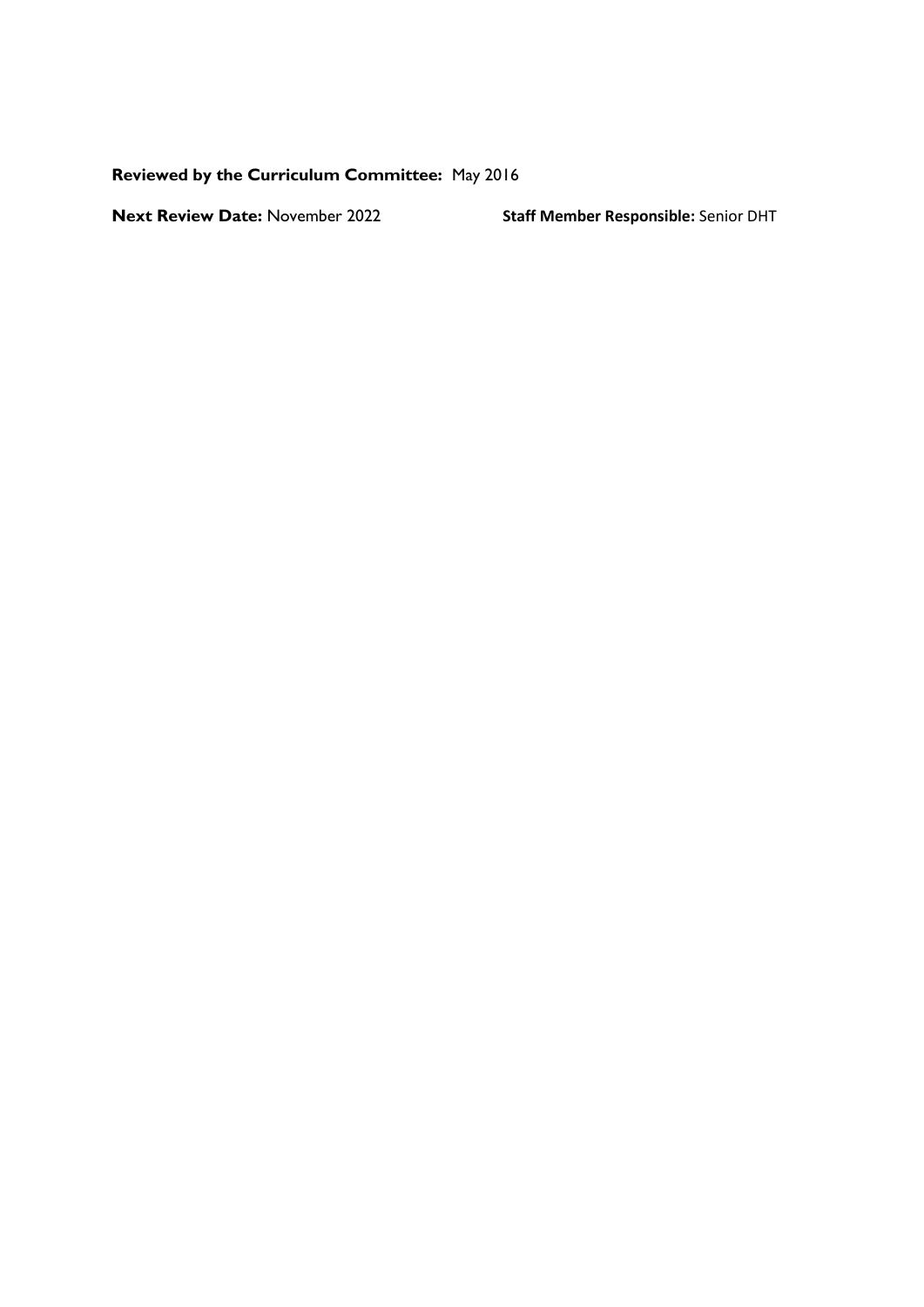**Reviewed by the Curriculum Committee:** May 2016

**Next Review Date:** November 2022 **Staff Member Responsible:** Senior DHT